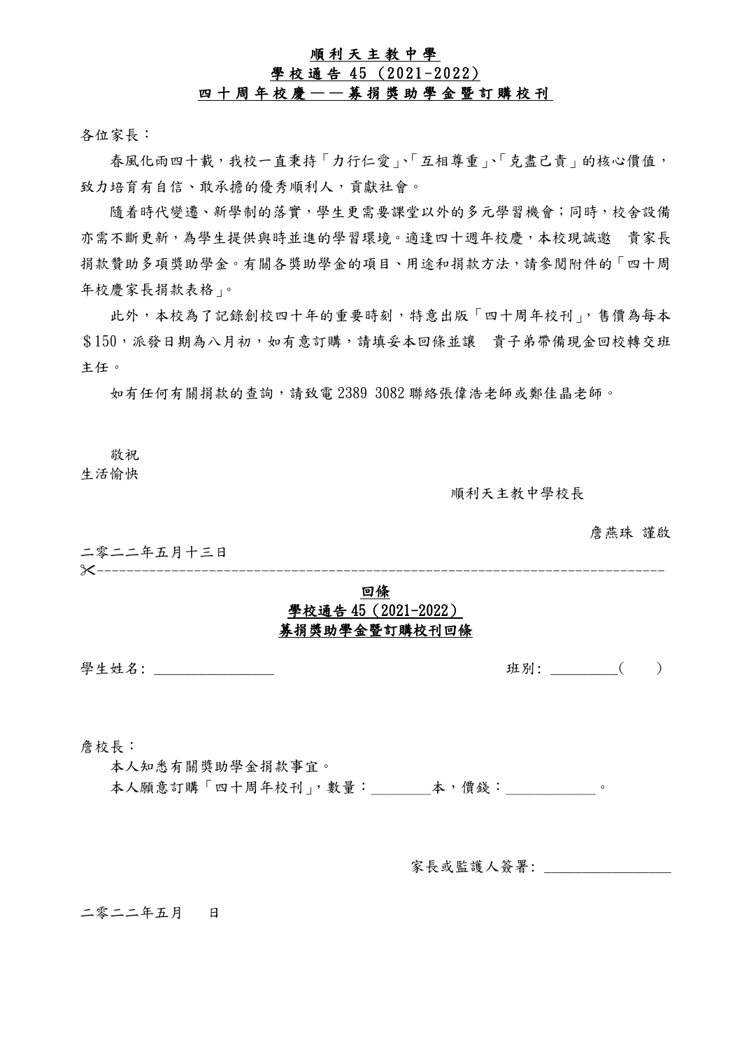# 順利天主教中學

## 學校通告 45（2021-2022）

## 四十周年校慶——募捐獎助學金暨訂購校刊

各位家長：

春風化雨四十載，我校一直秉持「力行仁愛」、「互相尊重」、「克盡己責」的核心價值，致力培育有自信、敢承擔的優秀順利人，貢獻社會。

隨着時代變遷、新學制的落實，學生更需要課堂以外的多元學習機會；同時，校舍設備亦需不斷更新，為學生提供與時並進的學習環境。適逢四十週年校慶，本校現誠邀　貴家長捐款贊助多項獎助學金。有關各獎助學金的項目、用途和捐款方法，請參閱附件的「四十周年校慶家長捐款表格」。

此外，本校為了記錄創校四十年的重要時刻，特意出版「四十周年校刊」，售價為每本＄150，派發日期為八月初，如有意訂購，請填妥本回條並讓　貴子弟帶備現金回校轉交班主任。

如有任何有關捐款的查詢，請致電 2389 3082 聯絡張偉浩老師或鄭佳晶老師。

敬祝

生活愉快

順利天主教中學校長

詹燕珠 謹啟

二零二二年五月十三日

✂---------------------------------------------------------------------------

## 回條

## 學校通告 45（2021-2022）

## 募捐獎助學金暨訂購校刊回條

學生姓名：________________　　　　班別：_________(　　)

詹校長：

本人知悉有關獎助學金捐款事宜。

本人願意訂購「四十周年校刊」，數量：________本，價錢：____________。

家長或監護人簽署：_________________

二零二二年五月　　日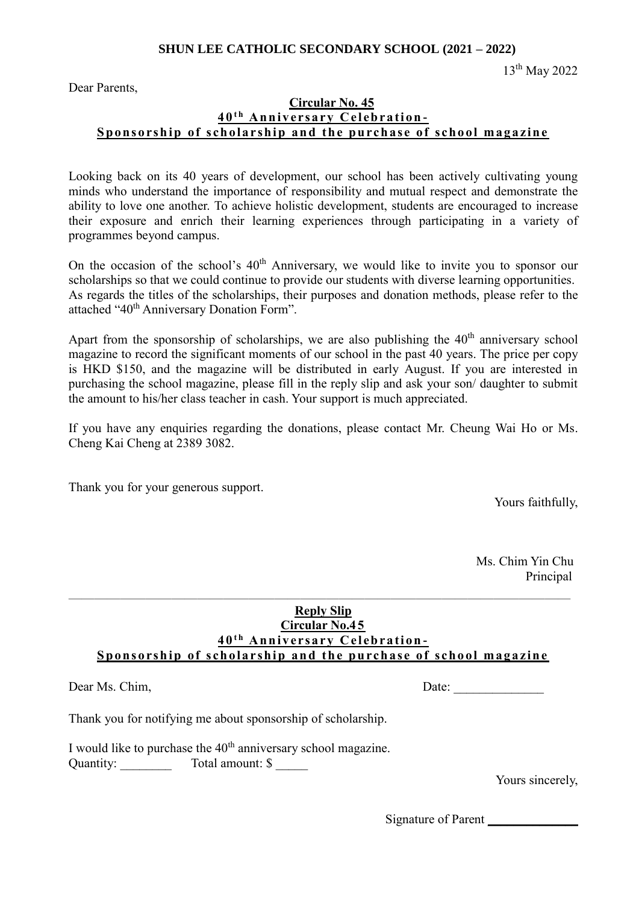**SHUN LEE CATHOLIC SECONDARY SCHOOL (2021 – 2022)**

13th May 2022

Dear Parents,

**Circular No. 45**
**40th Anniversary Celebration-**
**Sponsorship of scholarship and the purchase of school magazine**

Looking back on its 40 years of development, our school has been actively cultivating young minds who understand the importance of responsibility and mutual respect and demonstrate the ability to love one another. To achieve holistic development, students are encouraged to increase their exposure and enrich their learning experiences through participating in a variety of programmes beyond campus.

On the occasion of the school's 40th Anniversary, we would like to invite you to sponsor our scholarships so that we could continue to provide our students with diverse learning opportunities. As regards the titles of the scholarships, their purposes and donation methods, please refer to the attached "40th Anniversary Donation Form".

Apart from the sponsorship of scholarships, we are also publishing the 40th anniversary school magazine to record the significant moments of our school in the past 40 years. The price per copy is HKD $150, and the magazine will be distributed in early August. If you are interested in purchasing the school magazine, please fill in the reply slip and ask your son/ daughter to submit the amount to his/her class teacher in cash. Your support is much appreciated.

If you have any enquiries regarding the donations, please contact Mr. Cheung Wai Ho or Ms. Cheng Kai Cheng at 2389 3082.

Thank you for your generous support.

Yours faithfully,

Ms. Chim Yin Chu
Principal

---

**Reply Slip**
**Circular No.45**
**40th Anniversary Celebration-**
**Sponsorship of scholarship and the purchase of school magazine**

Dear Ms. Chim, Date: ______________

Thank you for notifying me about sponsorship of scholarship.

I would like to purchase the 40th anniversary school magazine.
Quantity: ________ Total amount: $ _____

Yours sincerely,

Signature of Parent ______________